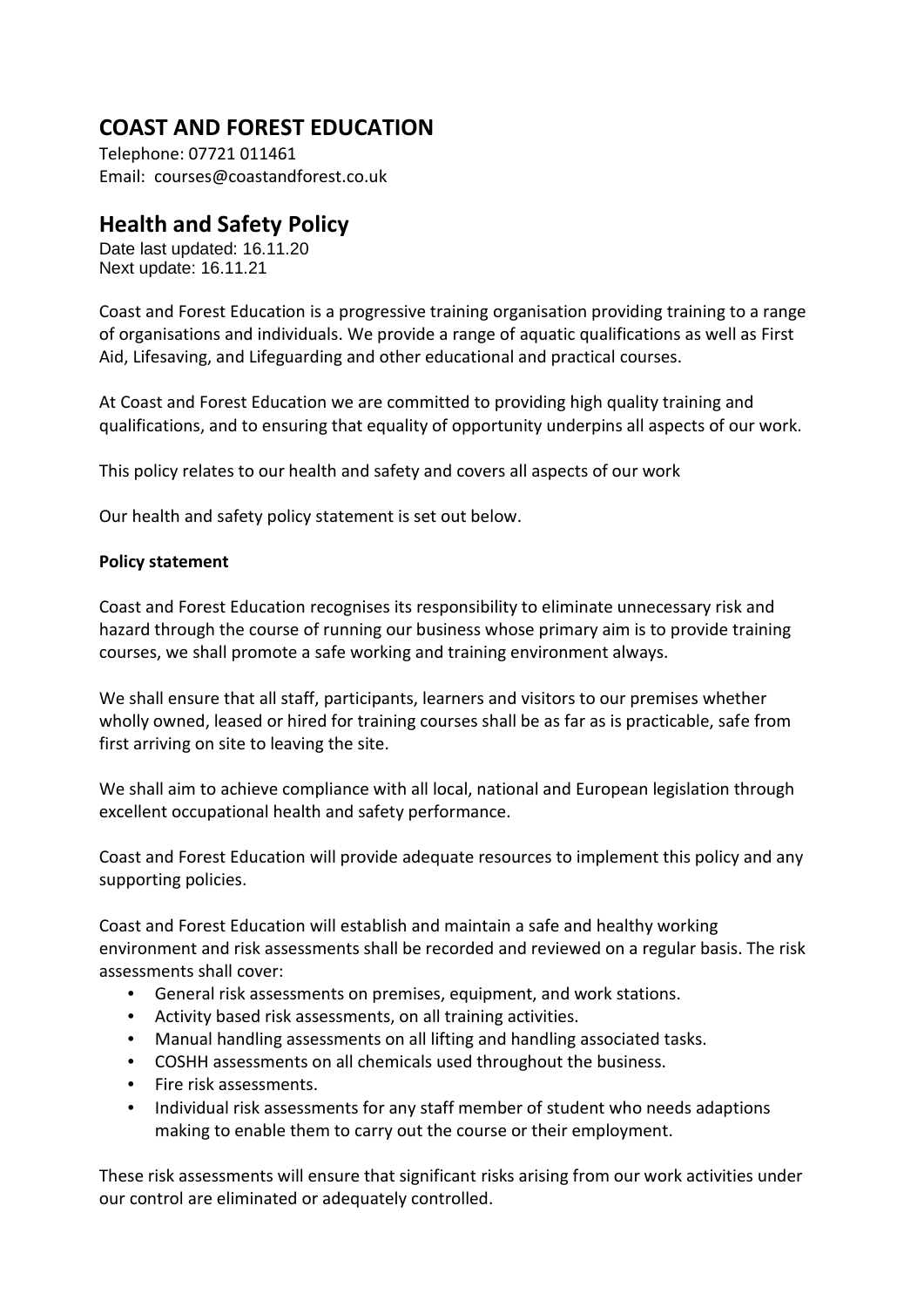# COAST AND FOREST EDUCATION

Telephone: 07721 011461
Email: courses@coastandforest.co.uk

## Health and Safety Policy

Date last updated: 16.11.20
Next update: 16.11.21

Coast and Forest Education is a progressive training organisation providing training to a range of organisations and individuals. We provide a range of aquatic qualifications as well as First Aid, Lifesaving, and Lifeguarding and other educational and practical courses.

At Coast and Forest Education we are committed to providing high quality training and qualifications, and to ensuring that equality of opportunity underpins all aspects of our work.

This policy relates to our health and safety and covers all aspects of our work

Our health and safety policy statement is set out below.

**Policy statement**

Coast and Forest Education recognises its responsibility to eliminate unnecessary risk and hazard through the course of running our business whose primary aim is to provide training courses, we shall promote a safe working and training environment always.

We shall ensure that all staff, participants, learners and visitors to our premises whether wholly owned, leased or hired for training courses shall be as far as is practicable, safe from first arriving on site to leaving the site.

We shall aim to achieve compliance with all local, national and European legislation through excellent occupational health and safety performance.

Coast and Forest Education will provide adequate resources to implement this policy and any supporting policies.

Coast and Forest Education will establish and maintain a safe and healthy working environment and risk assessments shall be recorded and reviewed on a regular basis. The risk assessments shall cover:

- General risk assessments on premises, equipment, and work stations.
- Activity based risk assessments, on all training activities.
- Manual handling assessments on all lifting and handling associated tasks.
- COSHH assessments on all chemicals used throughout the business.
- Fire risk assessments.
- Individual risk assessments for any staff member of student who needs adaptions making to enable them to carry out the course or their employment.

These risk assessments will ensure that significant risks arising from our work activities under our control are eliminated or adequately controlled.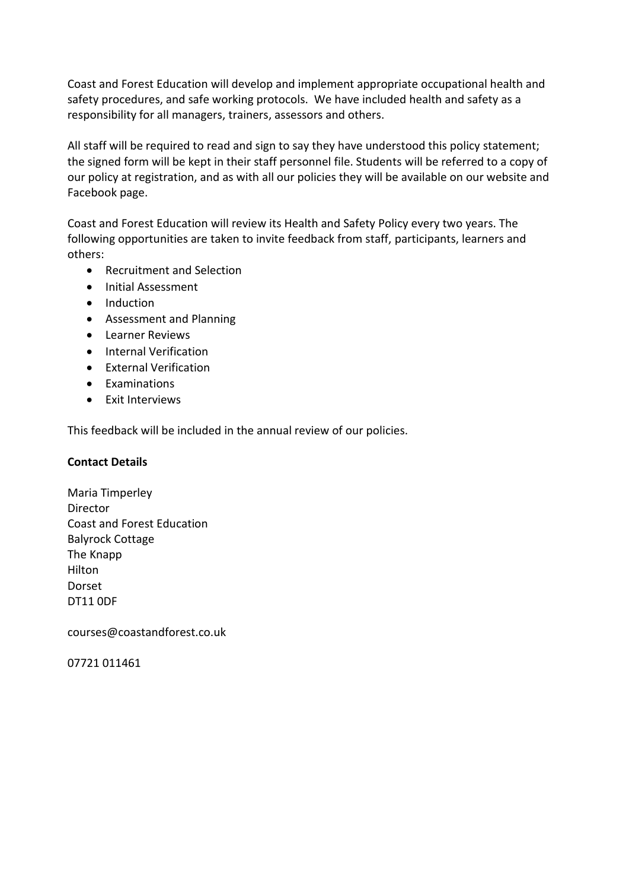Coast and Forest Education will develop and implement appropriate occupational health and safety procedures, and safe working protocols. We have included health and safety as a responsibility for all managers, trainers, assessors and others.

All staff will be required to read and sign to say they have understood this policy statement; the signed form will be kept in their staff personnel file. Students will be referred to a copy of our policy at registration, and as with all our policies they will be available on our website and Facebook page.

Coast and Forest Education will review its Health and Safety Policy every two years. The following opportunities are taken to invite feedback from staff, participants, learners and others:

- Recruitment and Selection
- Initial Assessment
- Induction
- Assessment and Planning
- Learner Reviews
- Internal Verification
- External Verification
- Examinations
- Exit Interviews

This feedback will be included in the annual review of our policies.

**Contact Details**

Maria Timperley
Director
Coast and Forest Education
Balyrock Cottage
The Knapp
Hilton
Dorset
DT11 0DF

courses@coastandforest.co.uk

07721 011461